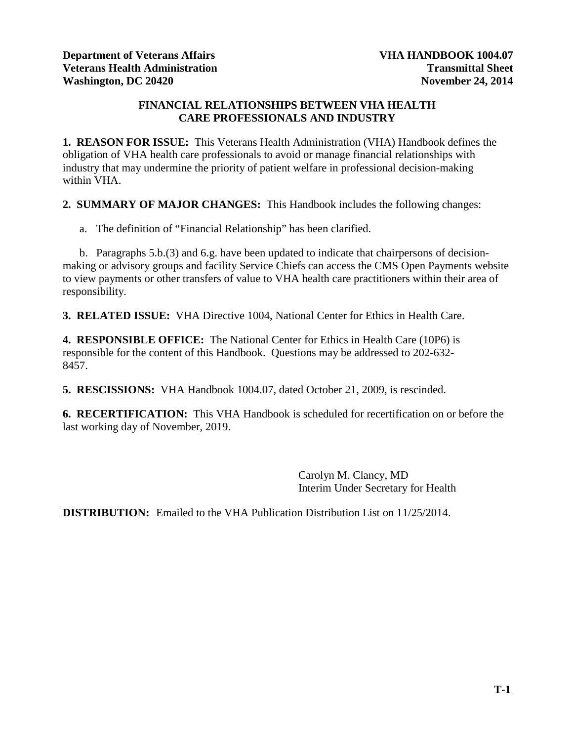**Department of Veterans Affairs**
**Veterans Health Administration**
**Washington, DC 20420**

**VHA HANDBOOK 1004.07**
**Transmittal Sheet**
**November 24, 2014**

# FINANCIAL RELATIONSHIPS BETWEEN VHA HEALTH CARE PROFESSIONALS AND INDUSTRY

**1. REASON FOR ISSUE:** This Veterans Health Administration (VHA) Handbook defines the obligation of VHA health care professionals to avoid or manage financial relationships with industry that may undermine the priority of patient welfare in professional decision-making within VHA.

**2. SUMMARY OF MAJOR CHANGES:** This Handbook includes the following changes:

a. The definition of "Financial Relationship" has been clarified.

b. Paragraphs 5.b.(3) and 6.g. have been updated to indicate that chairpersons of decision-making or advisory groups and facility Service Chiefs can access the CMS Open Payments website to view payments or other transfers of value to VHA health care practitioners within their area of responsibility.

**3. RELATED ISSUE:** VHA Directive 1004, National Center for Ethics in Health Care.

**4. RESPONSIBLE OFFICE:** The National Center for Ethics in Health Care (10P6) is responsible for the content of this Handbook. Questions may be addressed to 202-632-8457.

**5. RESCISSIONS:** VHA Handbook 1004.07, dated October 21, 2009, is rescinded.

**6. RECERTIFICATION:** This VHA Handbook is scheduled for recertification on or before the last working day of November, 2019.

Carolyn M. Clancy, MD
Interim Under Secretary for Health

**DISTRIBUTION:** Emailed to the VHA Publication Distribution List on 11/25/2014.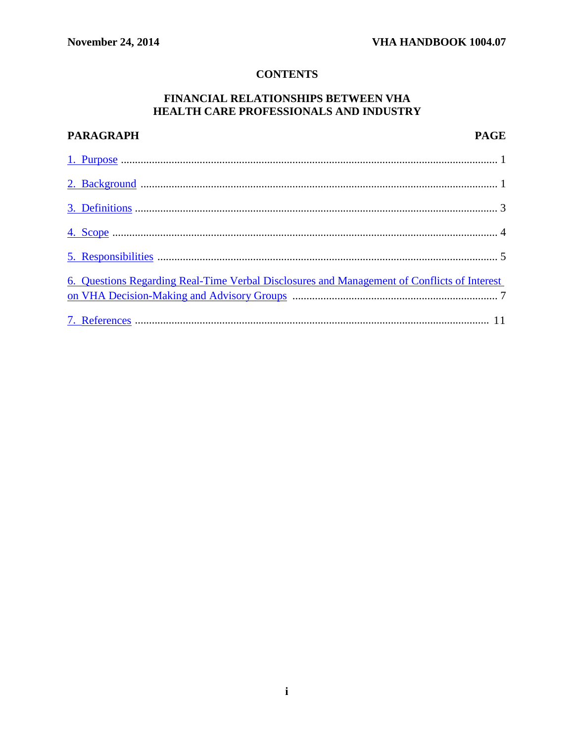# CONTENTS

## FINANCIAL RELATIONSHIPS BETWEEN VHA HEALTH CARE PROFESSIONALS AND INDUSTRY

| PARAGRAPH | PAGE |
|---|---|
| 1. Purpose | 1 |
| 2. Background | 1 |
| 3. Definitions | 3 |
| 4. Scope | 4 |
| 5. Responsibilities | 5 |
| 6. Questions Regarding Real-Time Verbal Disclosures and Management of Conflicts of Interest on VHA Decision-Making and Advisory Groups | 7 |
| 7. References | 11 |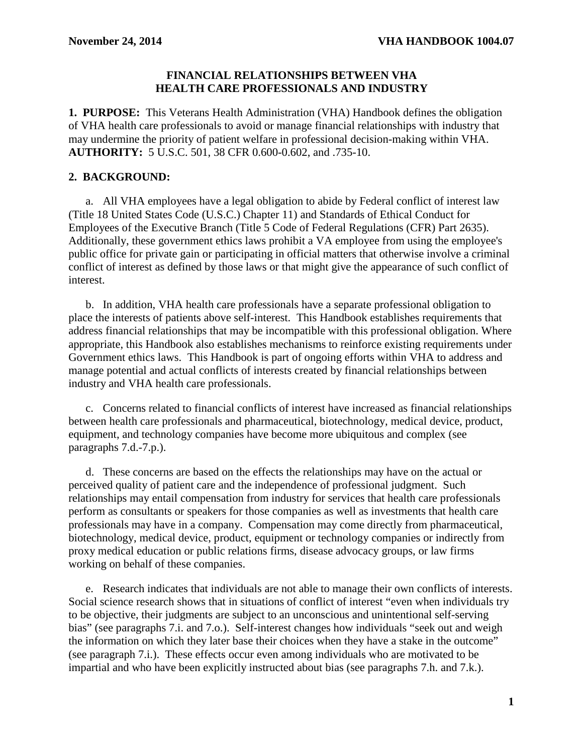## FINANCIAL RELATIONSHIPS BETWEEN VHA HEALTH CARE PROFESSIONALS AND INDUSTRY

**1. PURPOSE:** This Veterans Health Administration (VHA) Handbook defines the obligation of VHA health care professionals to avoid or manage financial relationships with industry that may undermine the priority of patient welfare in professional decision-making within VHA. **AUTHORITY:** 5 U.S.C. 501, 38 CFR 0.600-0.602, and .735-10.

**2. BACKGROUND:**

a. All VHA employees have a legal obligation to abide by Federal conflict of interest law (Title 18 United States Code (U.S.C.) Chapter 11) and Standards of Ethical Conduct for Employees of the Executive Branch (Title 5 Code of Federal Regulations (CFR) Part 2635). Additionally, these government ethics laws prohibit a VA employee from using the employee's public office for private gain or participating in official matters that otherwise involve a criminal conflict of interest as defined by those laws or that might give the appearance of such conflict of interest.

b. In addition, VHA health care professionals have a separate professional obligation to place the interests of patients above self-interest. This Handbook establishes requirements that address financial relationships that may be incompatible with this professional obligation. Where appropriate, this Handbook also establishes mechanisms to reinforce existing requirements under Government ethics laws. This Handbook is part of ongoing efforts within VHA to address and manage potential and actual conflicts of interests created by financial relationships between industry and VHA health care professionals.

c. Concerns related to financial conflicts of interest have increased as financial relationships between health care professionals and pharmaceutical, biotechnology, medical device, product, equipment, and technology companies have become more ubiquitous and complex (see paragraphs 7.d.-7.p.).

d. These concerns are based on the effects the relationships may have on the actual or perceived quality of patient care and the independence of professional judgment. Such relationships may entail compensation from industry for services that health care professionals perform as consultants or speakers for those companies as well as investments that health care professionals may have in a company. Compensation may come directly from pharmaceutical, biotechnology, medical device, product, equipment or technology companies or indirectly from proxy medical education or public relations firms, disease advocacy groups, or law firms working on behalf of these companies.

e. Research indicates that individuals are not able to manage their own conflicts of interests. Social science research shows that in situations of conflict of interest "even when individuals try to be objective, their judgments are subject to an unconscious and unintentional self-serving bias" (see paragraphs 7.i. and 7.o.). Self-interest changes how individuals "seek out and weigh the information on which they later base their choices when they have a stake in the outcome" (see paragraph 7.i.). These effects occur even among individuals who are motivated to be impartial and who have been explicitly instructed about bias (see paragraphs 7.h. and 7.k.).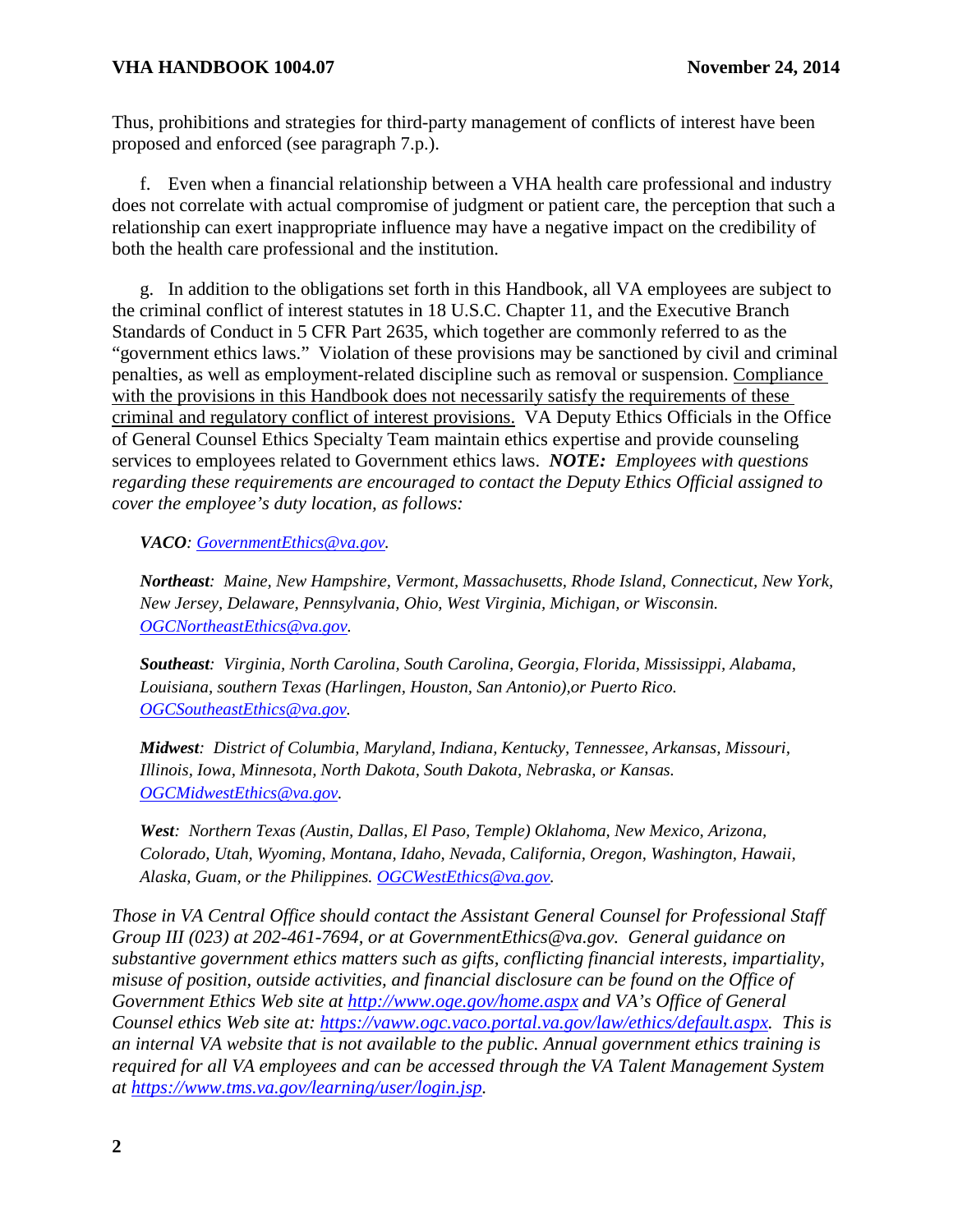Thus, prohibitions and strategies for third-party management of conflicts of interest have been proposed and enforced (see paragraph 7.p.).

f. Even when a financial relationship between a VHA health care professional and industry does not correlate with actual compromise of judgment or patient care, the perception that such a relationship can exert inappropriate influence may have a negative impact on the credibility of both the health care professional and the institution.

g. In addition to the obligations set forth in this Handbook, all VA employees are subject to the criminal conflict of interest statutes in 18 U.S.C. Chapter 11, and the Executive Branch Standards of Conduct in 5 CFR Part 2635, which together are commonly referred to as the "government ethics laws." Violation of these provisions may be sanctioned by civil and criminal penalties, as well as employment-related discipline such as removal or suspension. <u>Compliance with the provisions in this Handbook does not necessarily satisfy the requirements of these criminal and regulatory conflict of interest provisions.</u> VA Deputy Ethics Officials in the Office of General Counsel Ethics Specialty Team maintain ethics expertise and provide counseling services to employees related to Government ethics laws. ***NOTE:*** *Employees with questions regarding these requirements are encouraged to contact the Deputy Ethics Official assigned to cover the employee's duty location, as follows:*

> ***VACO****: GovernmentEthics@va.gov.*
>
> ***Northeast****: Maine, New Hampshire, Vermont, Massachusetts, Rhode Island, Connecticut, New York, New Jersey, Delaware, Pennsylvania, Ohio, West Virginia, Michigan, or Wisconsin. OGCNortheastEthics@va.gov.*
>
> ***Southeast****: Virginia, North Carolina, South Carolina, Georgia, Florida, Mississippi, Alabama, Louisiana, southern Texas (Harlingen, Houston, San Antonio),or Puerto Rico. OGCSoutheastEthics@va.gov.*
>
> ***Midwest****: District of Columbia, Maryland, Indiana, Kentucky, Tennessee, Arkansas, Missouri, Illinois, Iowa, Minnesota, North Dakota, South Dakota, Nebraska, or Kansas. OGCMidwestEthics@va.gov.*
>
> ***West****: Northern Texas (Austin, Dallas, El Paso, Temple) Oklahoma, New Mexico, Arizona, Colorado, Utah, Wyoming, Montana, Idaho, Nevada, California, Oregon, Washington, Hawaii, Alaska, Guam, or the Philippines. OGCWestEthics@va.gov.*

*Those in VA Central Office should contact the Assistant General Counsel for Professional Staff Group III (023) at 202-461-7694, or at GovernmentEthics@va.gov. General guidance on substantive government ethics matters such as gifts, conflicting financial interests, impartiality, misuse of position, outside activities, and financial disclosure can be found on the Office of Government Ethics Web site at http://www.oge.gov/home.aspx and VA's Office of General Counsel ethics Web site at: https://vaww.ogc.vaco.portal.va.gov/law/ethics/default.aspx. This is an internal VA website that is not available to the public. Annual government ethics training is required for all VA employees and can be accessed through the VA Talent Management System at https://www.tms.va.gov/learning/user/login.jsp.*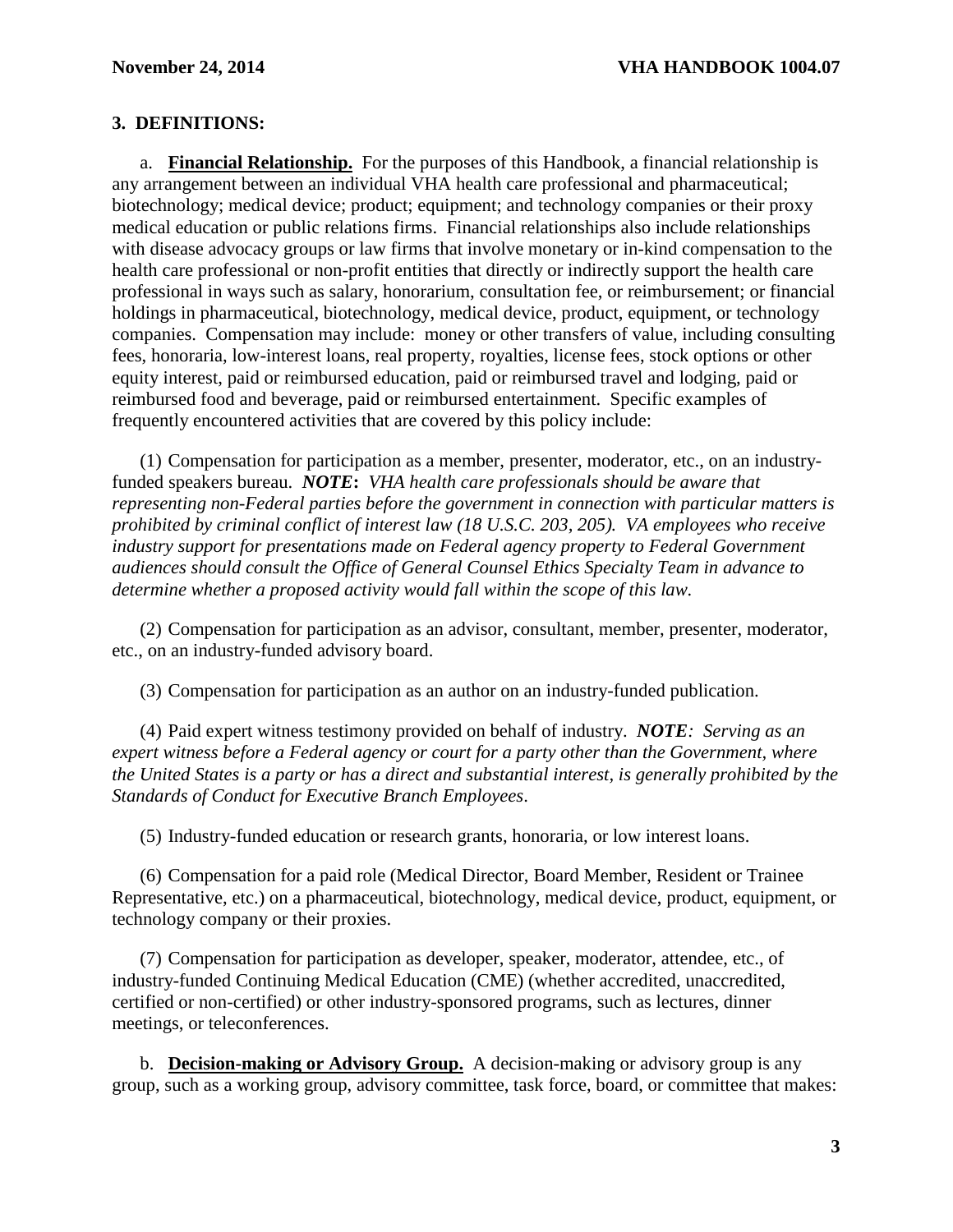## 3. DEFINITIONS:

a. **Financial Relationship.** For the purposes of this Handbook, a financial relationship is any arrangement between an individual VHA health care professional and pharmaceutical; biotechnology; medical device; product; equipment; and technology companies or their proxy medical education or public relations firms. Financial relationships also include relationships with disease advocacy groups or law firms that involve monetary or in-kind compensation to the health care professional or non-profit entities that directly or indirectly support the health care professional in ways such as salary, honorarium, consultation fee, or reimbursement; or financial holdings in pharmaceutical, biotechnology, medical device, product, equipment, or technology companies. Compensation may include: money or other transfers of value, including consulting fees, honoraria, low-interest loans, real property, royalties, license fees, stock options or other equity interest, paid or reimbursed education, paid or reimbursed travel and lodging, paid or reimbursed food and beverage, paid or reimbursed entertainment. Specific examples of frequently encountered activities that are covered by this policy include:

(1) Compensation for participation as a member, presenter, moderator, etc., on an industry-funded speakers bureau. ***NOTE:*** *VHA health care professionals should be aware that representing non-Federal parties before the government in connection with particular matters is prohibited by criminal conflict of interest law (18 U.S.C. 203, 205). VA employees who receive industry support for presentations made on Federal agency property to Federal Government audiences should consult the Office of General Counsel Ethics Specialty Team in advance to determine whether a proposed activity would fall within the scope of this law.*

(2) Compensation for participation as an advisor, consultant, member, presenter, moderator, etc., on an industry-funded advisory board.

(3) Compensation for participation as an author on an industry-funded publication.

(4) Paid expert witness testimony provided on behalf of industry. ***NOTE:*** *Serving as an expert witness before a Federal agency or court for a party other than the Government, where the United States is a party or has a direct and substantial interest, is generally prohibited by the Standards of Conduct for Executive Branch Employees.*

(5) Industry-funded education or research grants, honoraria, or low interest loans.

(6) Compensation for a paid role (Medical Director, Board Member, Resident or Trainee Representative, etc.) on a pharmaceutical, biotechnology, medical device, product, equipment, or technology company or their proxies.

(7) Compensation for participation as developer, speaker, moderator, attendee, etc., of industry-funded Continuing Medical Education (CME) (whether accredited, unaccredited, certified or non-certified) or other industry-sponsored programs, such as lectures, dinner meetings, or teleconferences.

b. **Decision-making or Advisory Group.** A decision-making or advisory group is any group, such as a working group, advisory committee, task force, board, or committee that makes: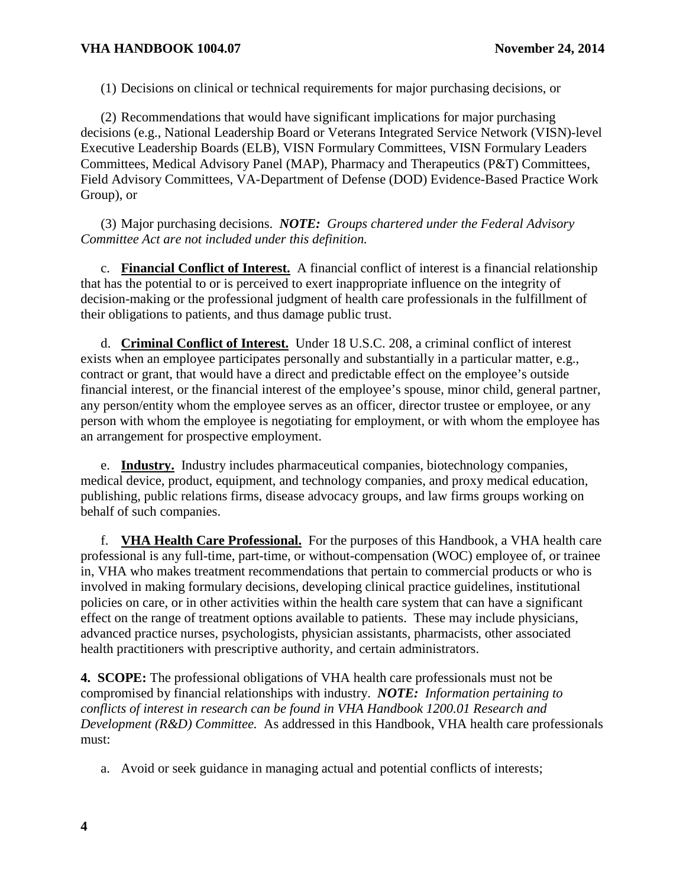(1) Decisions on clinical or technical requirements for major purchasing decisions, or

(2) Recommendations that would have significant implications for major purchasing decisions (e.g., National Leadership Board or Veterans Integrated Service Network (VISN)-level Executive Leadership Boards (ELB), VISN Formulary Committees, VISN Formulary Leaders Committees, Medical Advisory Panel (MAP), Pharmacy and Therapeutics (P&T) Committees, Field Advisory Committees, VA-Department of Defense (DOD) Evidence-Based Practice Work Group), or

(3) Major purchasing decisions. ***NOTE:*** *Groups chartered under the Federal Advisory Committee Act are not included under this definition.*

c. **Financial Conflict of Interest.** A financial conflict of interest is a financial relationship that has the potential to or is perceived to exert inappropriate influence on the integrity of decision-making or the professional judgment of health care professionals in the fulfillment of their obligations to patients, and thus damage public trust.

d. **Criminal Conflict of Interest.** Under 18 U.S.C. 208, a criminal conflict of interest exists when an employee participates personally and substantially in a particular matter, e.g., contract or grant, that would have a direct and predictable effect on the employee's outside financial interest, or the financial interest of the employee's spouse, minor child, general partner, any person/entity whom the employee serves as an officer, director trustee or employee, or any person with whom the employee is negotiating for employment, or with whom the employee has an arrangement for prospective employment.

e. **Industry.** Industry includes pharmaceutical companies, biotechnology companies, medical device, product, equipment, and technology companies, and proxy medical education, publishing, public relations firms, disease advocacy groups, and law firms groups working on behalf of such companies.

f. **VHA Health Care Professional.** For the purposes of this Handbook, a VHA health care professional is any full-time, part-time, or without-compensation (WOC) employee of, or trainee in, VHA who makes treatment recommendations that pertain to commercial products or who is involved in making formulary decisions, developing clinical practice guidelines, institutional policies on care, or in other activities within the health care system that can have a significant effect on the range of treatment options available to patients. These may include physicians, advanced practice nurses, psychologists, physician assistants, pharmacists, other associated health practitioners with prescriptive authority, and certain administrators.

**4. SCOPE:** The professional obligations of VHA health care professionals must not be compromised by financial relationships with industry. ***NOTE:*** *Information pertaining to conflicts of interest in research can be found in VHA Handbook 1200.01 Research and Development (R&D) Committee.* As addressed in this Handbook, VHA health care professionals must:

a. Avoid or seek guidance in managing actual and potential conflicts of interests;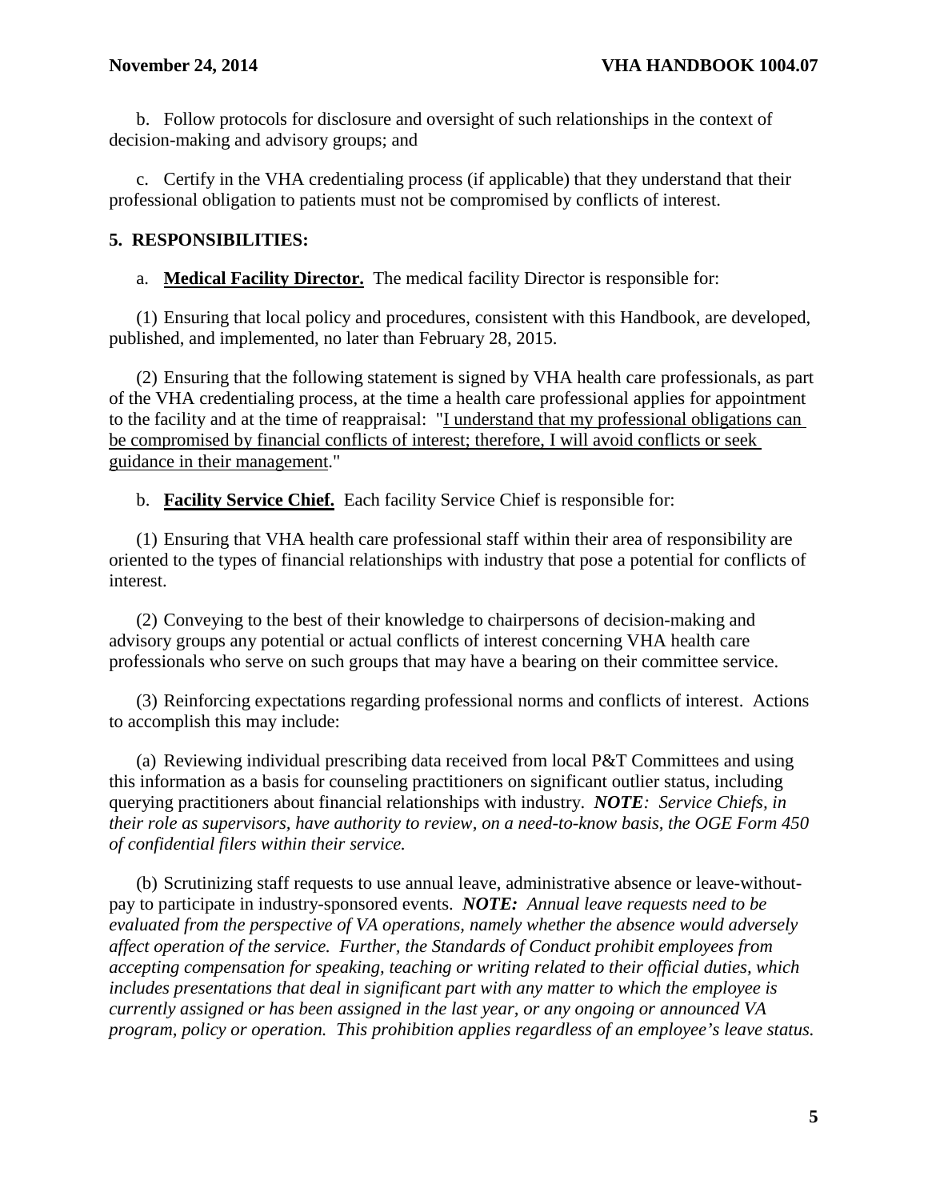b. Follow protocols for disclosure and oversight of such relationships in the context of decision-making and advisory groups; and

c. Certify in the VHA credentialing process (if applicable) that they understand that their professional obligation to patients must not be compromised by conflicts of interest.

## 5. RESPONSIBILITIES:

a. **Medical Facility Director.** The medical facility Director is responsible for:

(1) Ensuring that local policy and procedures, consistent with this Handbook, are developed, published, and implemented, no later than February 28, 2015.

(2) Ensuring that the following statement is signed by VHA health care professionals, as part of the VHA credentialing process, at the time a health care professional applies for appointment to the facility and at the time of reappraisal: "<u>I understand that my professional obligations can be compromised by financial conflicts of interest; therefore, I will avoid conflicts or seek guidance in their management</u>."

b. **Facility Service Chief.** Each facility Service Chief is responsible for:

(1) Ensuring that VHA health care professional staff within their area of responsibility are oriented to the types of financial relationships with industry that pose a potential for conflicts of interest.

(2) Conveying to the best of their knowledge to chairpersons of decision-making and advisory groups any potential or actual conflicts of interest concerning VHA health care professionals who serve on such groups that may have a bearing on their committee service.

(3) Reinforcing expectations regarding professional norms and conflicts of interest. Actions to accomplish this may include:

(a) Reviewing individual prescribing data received from local P&T Committees and using this information as a basis for counseling practitioners on significant outlier status, including querying practitioners about financial relationships with industry. ***NOTE****: Service Chiefs, in their role as supervisors, have authority to review, on a need-to-know basis, the OGE Form 450 of confidential filers within their service.*

(b) Scrutinizing staff requests to use annual leave, administrative absence or leave-without-pay to participate in industry-sponsored events. ***NOTE:*** *Annual leave requests need to be evaluated from the perspective of VA operations, namely whether the absence would adversely affect operation of the service. Further, the Standards of Conduct prohibit employees from accepting compensation for speaking, teaching or writing related to their official duties, which includes presentations that deal in significant part with any matter to which the employee is currently assigned or has been assigned in the last year, or any ongoing or announced VA program, policy or operation. This prohibition applies regardless of an employee's leave status.*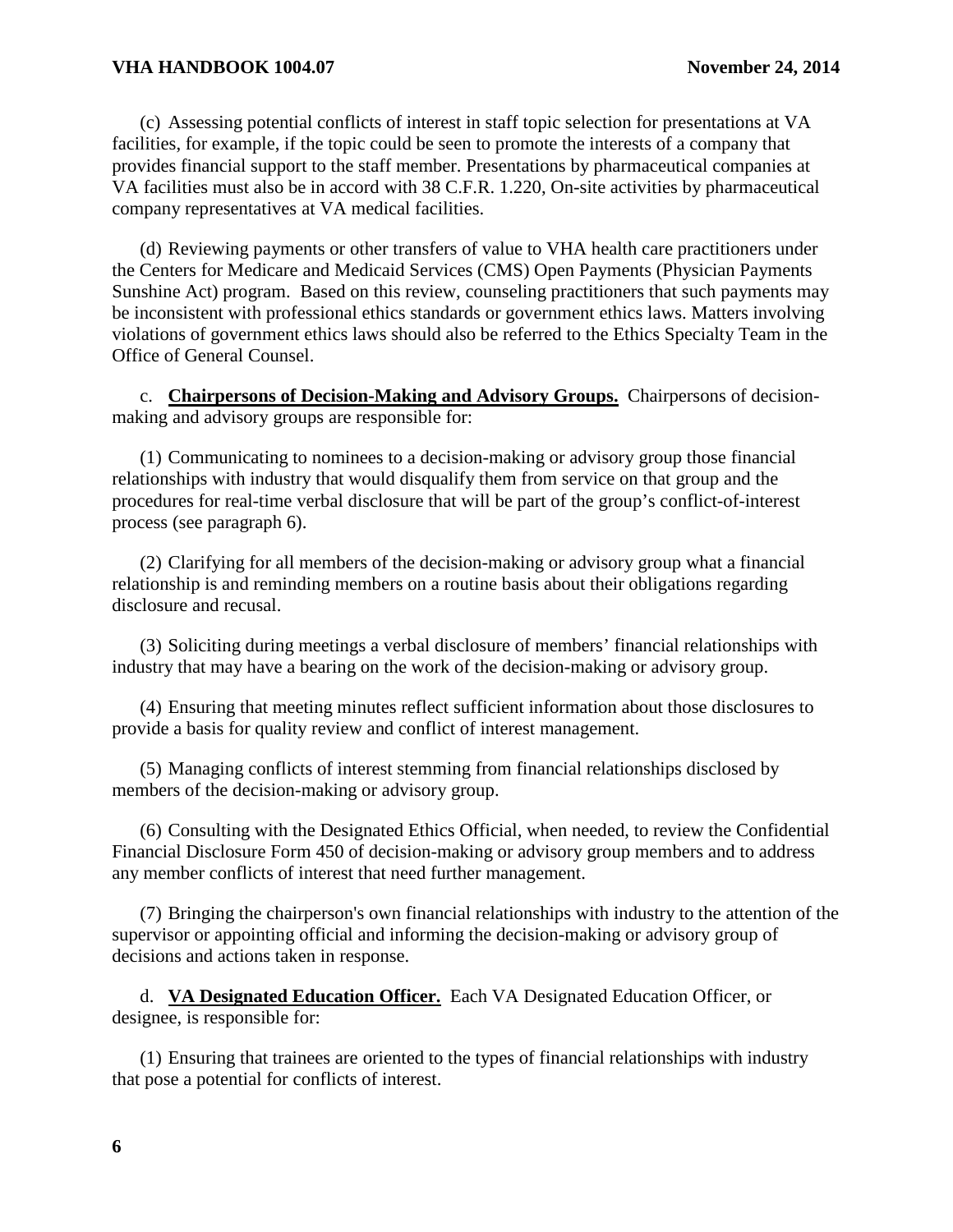(c) Assessing potential conflicts of interest in staff topic selection for presentations at VA facilities, for example, if the topic could be seen to promote the interests of a company that provides financial support to the staff member. Presentations by pharmaceutical companies at VA facilities must also be in accord with 38 C.F.R. 1.220, On-site activities by pharmaceutical company representatives at VA medical facilities.

(d) Reviewing payments or other transfers of value to VHA health care practitioners under the Centers for Medicare and Medicaid Services (CMS) Open Payments (Physician Payments Sunshine Act) program. Based on this review, counseling practitioners that such payments may be inconsistent with professional ethics standards or government ethics laws. Matters involving violations of government ethics laws should also be referred to the Ethics Specialty Team in the Office of General Counsel.

c. **Chairpersons of Decision-Making and Advisory Groups.** Chairpersons of decision-making and advisory groups are responsible for:

(1) Communicating to nominees to a decision-making or advisory group those financial relationships with industry that would disqualify them from service on that group and the procedures for real-time verbal disclosure that will be part of the group's conflict-of-interest process (see paragraph 6).

(2) Clarifying for all members of the decision-making or advisory group what a financial relationship is and reminding members on a routine basis about their obligations regarding disclosure and recusal.

(3) Soliciting during meetings a verbal disclosure of members' financial relationships with industry that may have a bearing on the work of the decision-making or advisory group.

(4) Ensuring that meeting minutes reflect sufficient information about those disclosures to provide a basis for quality review and conflict of interest management.

(5) Managing conflicts of interest stemming from financial relationships disclosed by members of the decision-making or advisory group.

(6) Consulting with the Designated Ethics Official, when needed, to review the Confidential Financial Disclosure Form 450 of decision-making or advisory group members and to address any member conflicts of interest that need further management.

(7) Bringing the chairperson's own financial relationships with industry to the attention of the supervisor or appointing official and informing the decision-making or advisory group of decisions and actions taken in response.

d. **VA Designated Education Officer.** Each VA Designated Education Officer, or designee, is responsible for:

(1) Ensuring that trainees are oriented to the types of financial relationships with industry that pose a potential for conflicts of interest.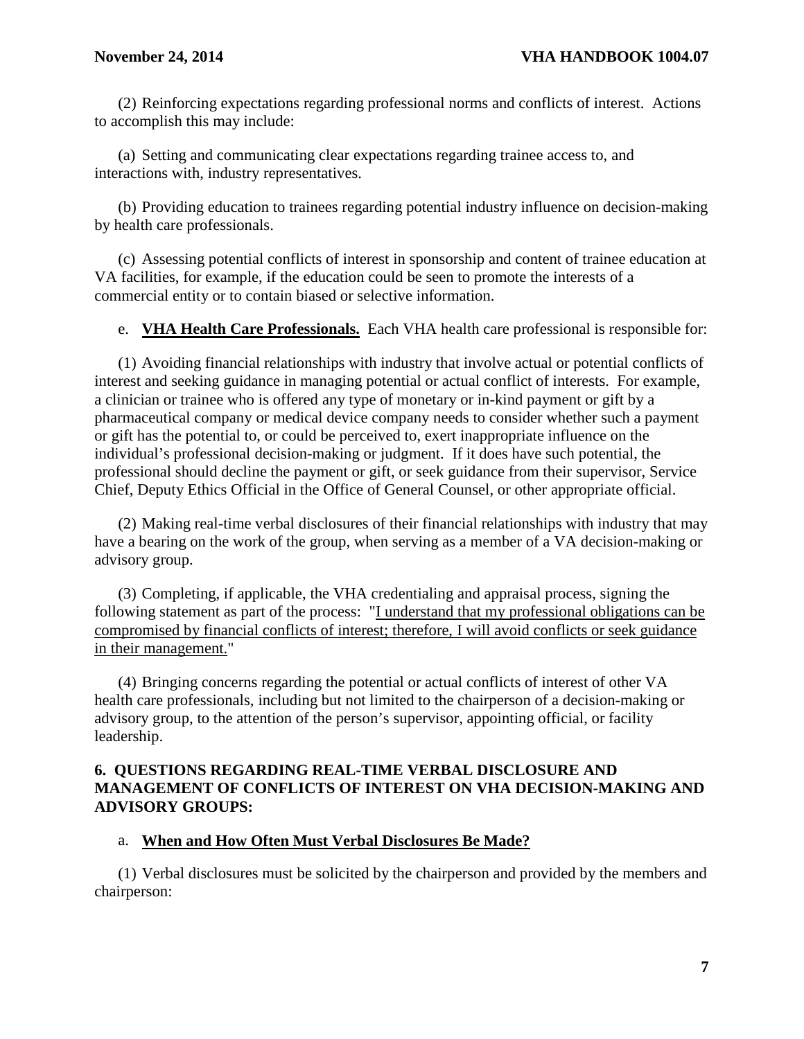(2) Reinforcing expectations regarding professional norms and conflicts of interest. Actions to accomplish this may include:

(a) Setting and communicating clear expectations regarding trainee access to, and interactions with, industry representatives.

(b) Providing education to trainees regarding potential industry influence on decision-making by health care professionals.

(c) Assessing potential conflicts of interest in sponsorship and content of trainee education at VA facilities, for example, if the education could be seen to promote the interests of a commercial entity or to contain biased or selective information.

e. **VHA Health Care Professionals.** Each VHA health care professional is responsible for:

(1) Avoiding financial relationships with industry that involve actual or potential conflicts of interest and seeking guidance in managing potential or actual conflict of interests. For example, a clinician or trainee who is offered any type of monetary or in-kind payment or gift by a pharmaceutical company or medical device company needs to consider whether such a payment or gift has the potential to, or could be perceived to, exert inappropriate influence on the individual's professional decision-making or judgment. If it does have such potential, the professional should decline the payment or gift, or seek guidance from their supervisor, Service Chief, Deputy Ethics Official in the Office of General Counsel, or other appropriate official.

(2) Making real-time verbal disclosures of their financial relationships with industry that may have a bearing on the work of the group, when serving as a member of a VA decision-making or advisory group.

(3) Completing, if applicable, the VHA credentialing and appraisal process, signing the following statement as part of the process: "I understand that my professional obligations can be compromised by financial conflicts of interest; therefore, I will avoid conflicts or seek guidance in their management."

(4) Bringing concerns regarding the potential or actual conflicts of interest of other VA health care professionals, including but not limited to the chairperson of a decision-making or advisory group, to the attention of the person's supervisor, appointing official, or facility leadership.

## 6. QUESTIONS REGARDING REAL-TIME VERBAL DISCLOSURE AND MANAGEMENT OF CONFLICTS OF INTEREST ON VHA DECISION-MAKING AND ADVISORY GROUPS:

a. **When and How Often Must Verbal Disclosures Be Made?**

(1) Verbal disclosures must be solicited by the chairperson and provided by the members and chairperson: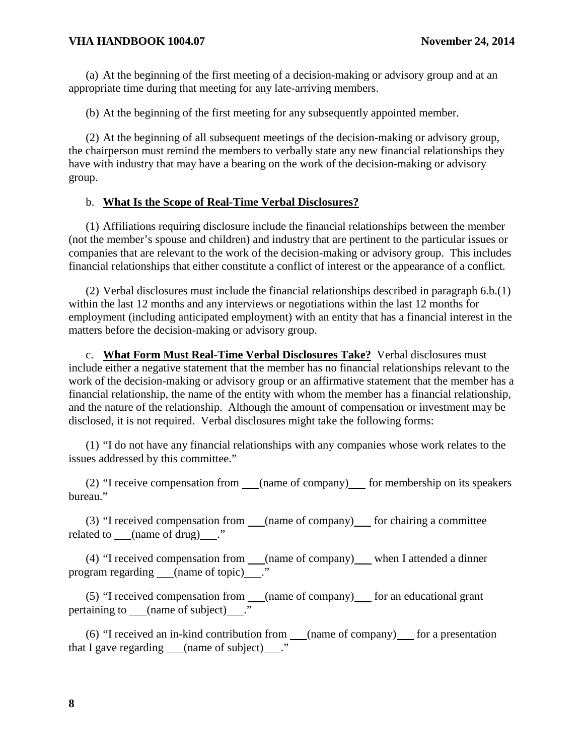(a) At the beginning of the first meeting of a decision-making or advisory group and at an appropriate time during that meeting for any late-arriving members.

(b) At the beginning of the first meeting for any subsequently appointed member.

(2) At the beginning of all subsequent meetings of the decision-making or advisory group, the chairperson must remind the members to verbally state any new financial relationships they have with industry that may have a bearing on the work of the decision-making or advisory group.

b. **What Is the Scope of Real-Time Verbal Disclosures?**

(1) Affiliations requiring disclosure include the financial relationships between the member (not the member's spouse and children) and industry that are pertinent to the particular issues or companies that are relevant to the work of the decision-making or advisory group. This includes financial relationships that either constitute a conflict of interest or the appearance of a conflict.

(2) Verbal disclosures must include the financial relationships described in paragraph 6.b.(1) within the last 12 months and any interviews or negotiations within the last 12 months for employment (including anticipated employment) with an entity that has a financial interest in the matters before the decision-making or advisory group.

c. **What Form Must Real-Time Verbal Disclosures Take?** Verbal disclosures must include either a negative statement that the member has no financial relationships relevant to the work of the decision-making or advisory group or an affirmative statement that the member has a financial relationship, the name of the entity with whom the member has a financial relationship, and the nature of the relationship. Although the amount of compensation or investment may be disclosed, it is not required. Verbal disclosures might take the following forms:

(1) "I do not have any financial relationships with any companies whose work relates to the issues addressed by this committee."

(2) "I receive compensation from ___(name of company)___ for membership on its speakers bureau."

(3) "I received compensation from ___(name of company)___ for chairing a committee related to ___(name of drug)___."

(4) "I received compensation from ___(name of company)___ when I attended a dinner program regarding ___(name of topic)___."

(5) "I received compensation from ___(name of company)___ for an educational grant pertaining to ___(name of subject)___."

(6) "I received an in-kind contribution from ___(name of company)___ for a presentation that I gave regarding ___(name of subject)___."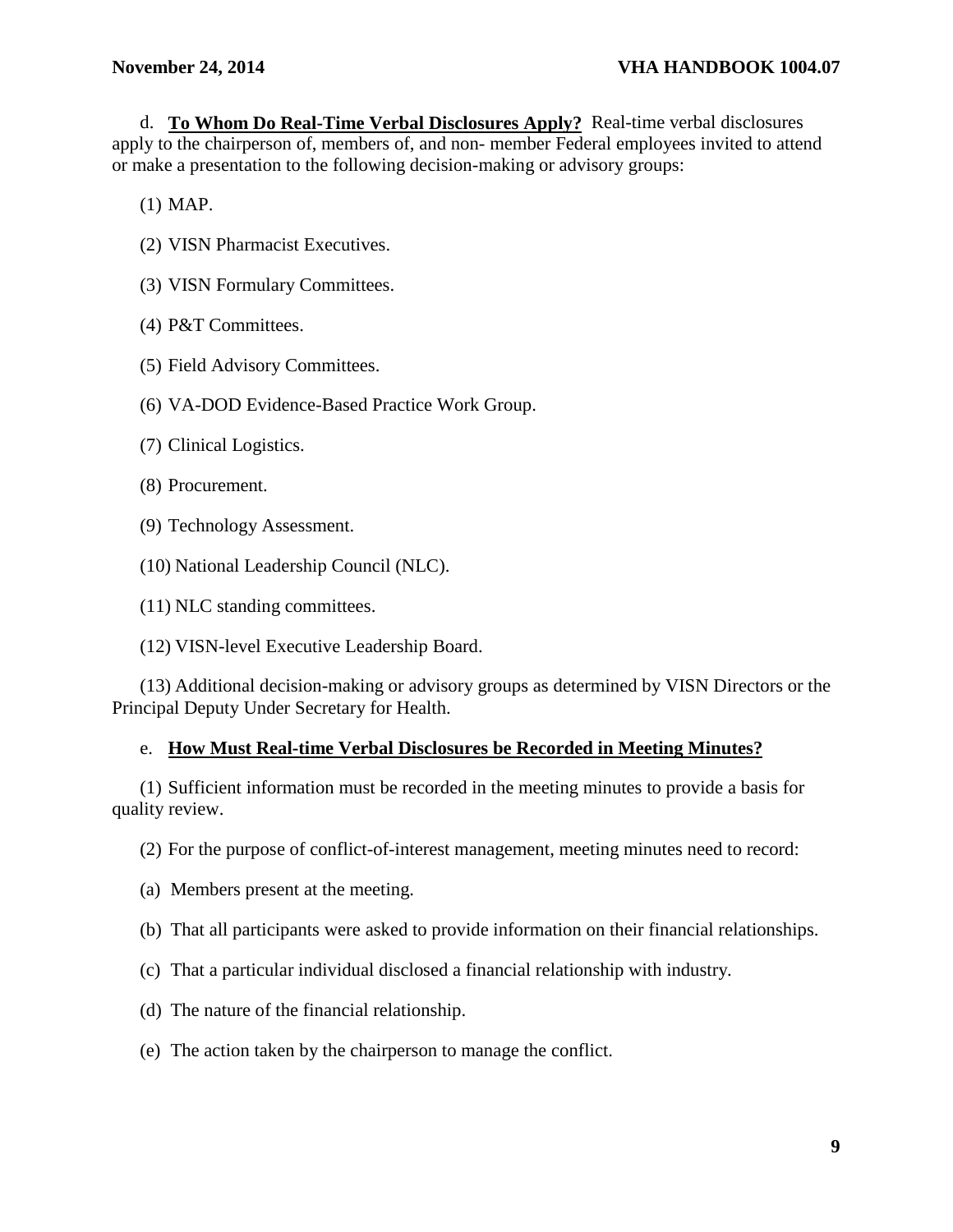d. **To Whom Do Real-Time Verbal Disclosures Apply?** Real-time verbal disclosures apply to the chairperson of, members of, and non- member Federal employees invited to attend or make a presentation to the following decision-making or advisory groups:

(1) MAP.

(2) VISN Pharmacist Executives.

(3) VISN Formulary Committees.

(4) P&T Committees.

(5) Field Advisory Committees.

(6) VA-DOD Evidence-Based Practice Work Group.

(7) Clinical Logistics.

(8) Procurement.

(9) Technology Assessment.

(10) National Leadership Council (NLC).

(11) NLC standing committees.

(12) VISN-level Executive Leadership Board.

(13) Additional decision-making or advisory groups as determined by VISN Directors or the Principal Deputy Under Secretary for Health.

e. **How Must Real-time Verbal Disclosures be Recorded in Meeting Minutes?**

(1) Sufficient information must be recorded in the meeting minutes to provide a basis for quality review.

(2) For the purpose of conflict-of-interest management, meeting minutes need to record:

(a) Members present at the meeting.

(b) That all participants were asked to provide information on their financial relationships.

(c) That a particular individual disclosed a financial relationship with industry.

(d) The nature of the financial relationship.

(e) The action taken by the chairperson to manage the conflict.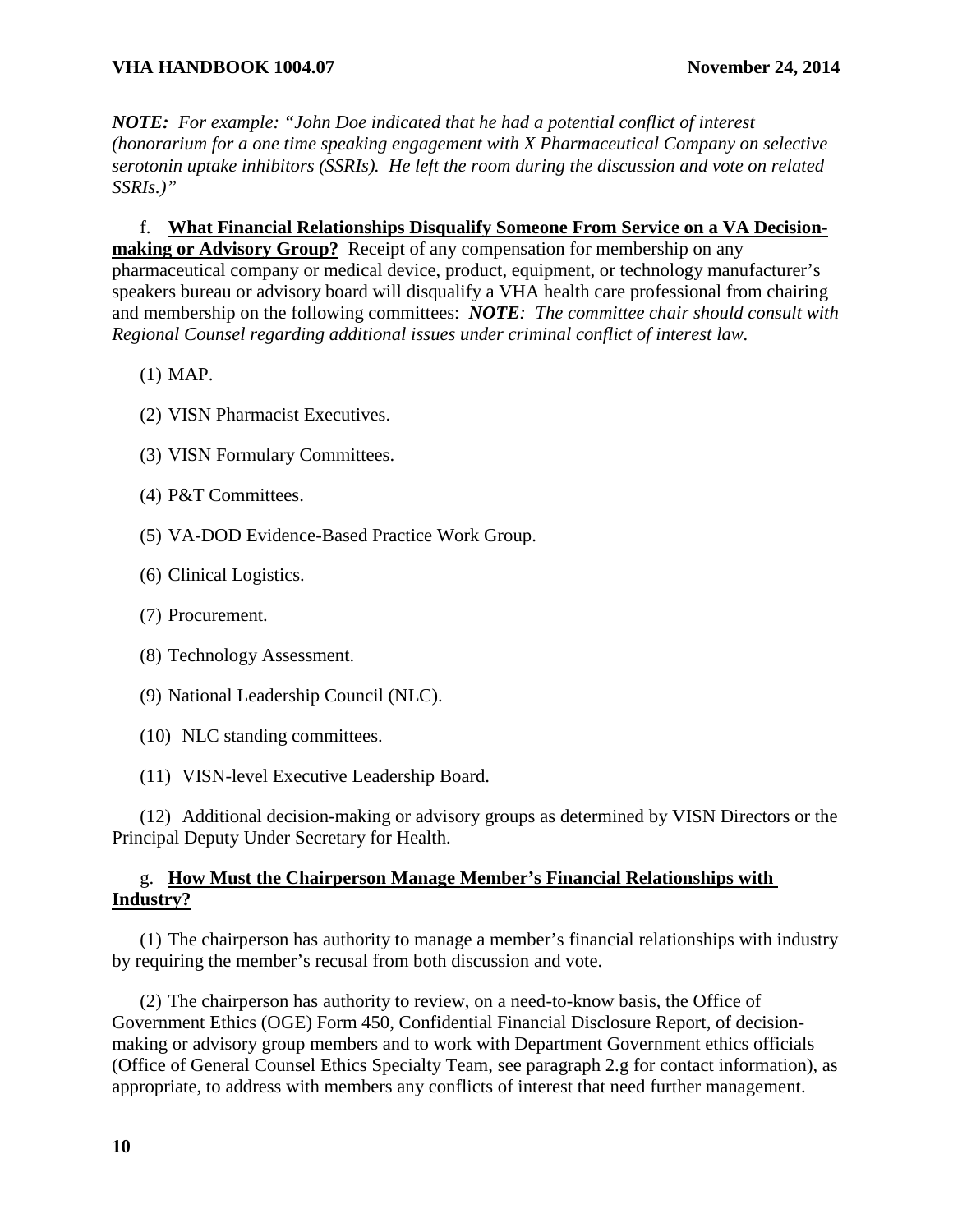***NOTE:** For example: "John Doe indicated that he had a potential conflict of interest (honorarium for a one time speaking engagement with X Pharmaceutical Company on selective serotonin uptake inhibitors (SSRIs). He left the room during the discussion and vote on related SSRIs.)"*

f. **What Financial Relationships Disqualify Someone From Service on a VA Decision-making or Advisory Group?** Receipt of any compensation for membership on any pharmaceutical company or medical device, product, equipment, or technology manufacturer's speakers bureau or advisory board will disqualify a VHA health care professional from chairing and membership on the following committees: ***NOTE**: The committee chair should consult with Regional Counsel regarding additional issues under criminal conflict of interest law.*

(1) MAP.

(2) VISN Pharmacist Executives.

(3) VISN Formulary Committees.

(4) P&T Committees.

(5) VA-DOD Evidence-Based Practice Work Group.

(6) Clinical Logistics.

(7) Procurement.

(8) Technology Assessment.

(9) National Leadership Council (NLC).

(10) NLC standing committees.

(11) VISN-level Executive Leadership Board.

(12) Additional decision-making or advisory groups as determined by VISN Directors or the Principal Deputy Under Secretary for Health.

g. **How Must the Chairperson Manage Member's Financial Relationships with Industry?**

(1) The chairperson has authority to manage a member's financial relationships with industry by requiring the member's recusal from both discussion and vote.

(2) The chairperson has authority to review, on a need-to-know basis, the Office of Government Ethics (OGE) Form 450, Confidential Financial Disclosure Report, of decision-making or advisory group members and to work with Department Government ethics officials (Office of General Counsel Ethics Specialty Team, see paragraph 2.g for contact information), as appropriate, to address with members any conflicts of interest that need further management.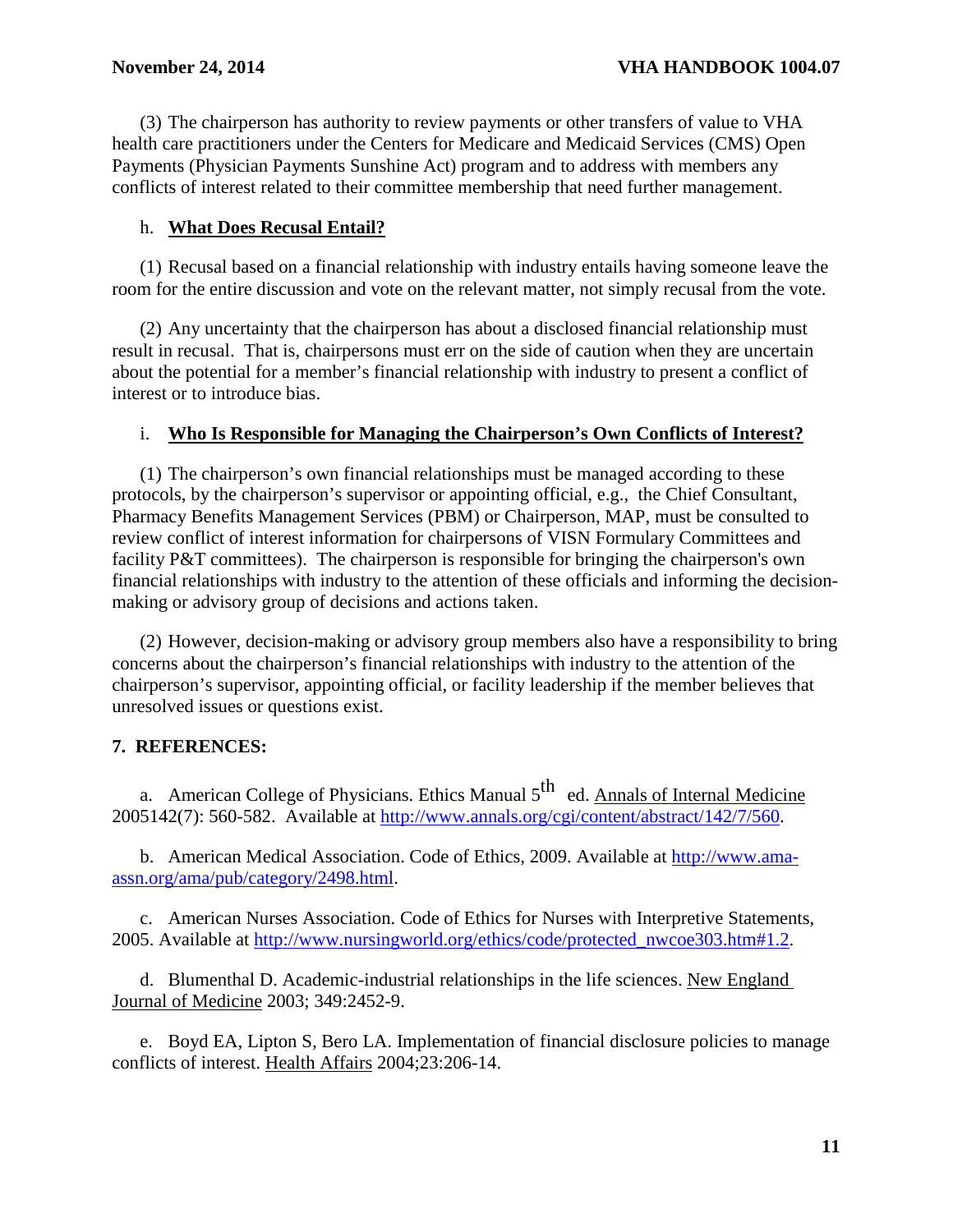(3) The chairperson has authority to review payments or other transfers of value to VHA health care practitioners under the Centers for Medicare and Medicaid Services (CMS) Open Payments (Physician Payments Sunshine Act) program and to address with members any conflicts of interest related to their committee membership that need further management.

h. **What Does Recusal Entail?**

(1) Recusal based on a financial relationship with industry entails having someone leave the room for the entire discussion and vote on the relevant matter, not simply recusal from the vote.

(2) Any uncertainty that the chairperson has about a disclosed financial relationship must result in recusal. That is, chairpersons must err on the side of caution when they are uncertain about the potential for a member's financial relationship with industry to present a conflict of interest or to introduce bias.

i. **Who Is Responsible for Managing the Chairperson's Own Conflicts of Interest?**

(1) The chairperson's own financial relationships must be managed according to these protocols, by the chairperson's supervisor or appointing official, e.g., the Chief Consultant, Pharmacy Benefits Management Services (PBM) or Chairperson, MAP, must be consulted to review conflict of interest information for chairpersons of VISN Formulary Committees and facility P&T committees). The chairperson is responsible for bringing the chairperson's own financial relationships with industry to the attention of these officials and informing the decision-making or advisory group of decisions and actions taken.

(2) However, decision-making or advisory group members also have a responsibility to bring concerns about the chairperson's financial relationships with industry to the attention of the chairperson's supervisor, appointing official, or facility leadership if the member believes that unresolved issues or questions exist.

## 7. REFERENCES:

a. American College of Physicians. Ethics Manual 5th ed. Annals of Internal Medicine 2005142(7): 560-582. Available at http://www.annals.org/cgi/content/abstract/142/7/560.

b. American Medical Association. Code of Ethics, 2009. Available at http://www.ama-assn.org/ama/pub/category/2498.html.

c. American Nurses Association. Code of Ethics for Nurses with Interpretive Statements, 2005. Available at http://www.nursingworld.org/ethics/code/protected_nwcoe303.htm#1.2.

d. Blumenthal D. Academic-industrial relationships in the life sciences. New England Journal of Medicine 2003; 349:2452-9.

e. Boyd EA, Lipton S, Bero LA. Implementation of financial disclosure policies to manage conflicts of interest. Health Affairs 2004;23:206-14.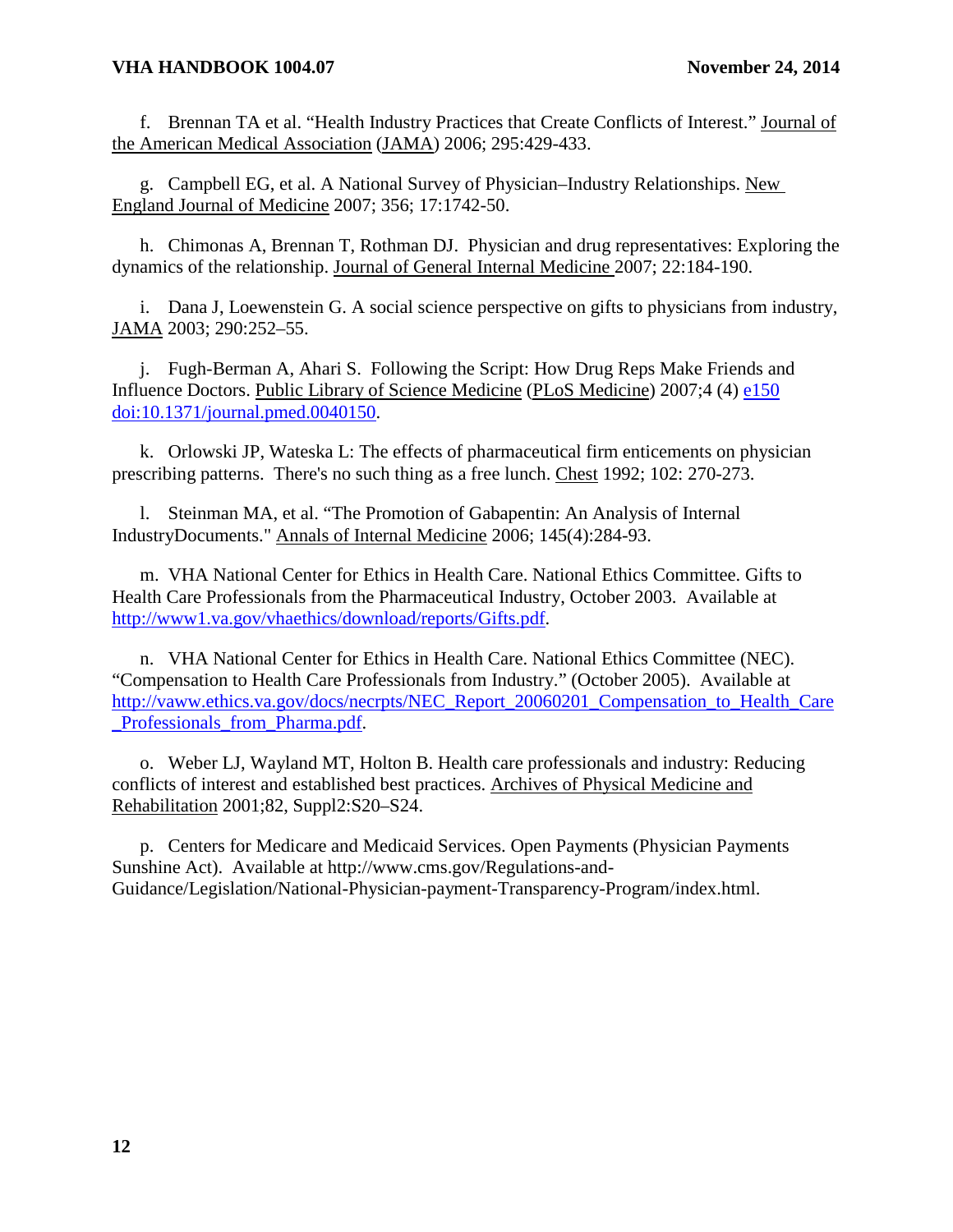f. Brennan TA et al. "Health Industry Practices that Create Conflicts of Interest." Journal of the American Medical Association (JAMA) 2006; 295:429-433.

g. Campbell EG, et al. A National Survey of Physician–Industry Relationships. New England Journal of Medicine 2007; 356; 17:1742-50.

h. Chimonas A, Brennan T, Rothman DJ. Physician and drug representatives: Exploring the dynamics of the relationship. Journal of General Internal Medicine 2007; 22:184-190.

i. Dana J, Loewenstein G. A social science perspective on gifts to physicians from industry, JAMA 2003; 290:252–55.

j. Fugh-Berman A, Ahari S. Following the Script: How Drug Reps Make Friends and Influence Doctors. Public Library of Science Medicine (PLoS Medicine) 2007;4 (4) e150 doi:10.1371/journal.pmed.0040150.

k. Orlowski JP, Wateska L: The effects of pharmaceutical firm enticements on physician prescribing patterns. There's no such thing as a free lunch. Chest 1992; 102: 270-273.

l. Steinman MA, et al. "The Promotion of Gabapentin: An Analysis of Internal IndustryDocuments." Annals of Internal Medicine 2006; 145(4):284-93.

m. VHA National Center for Ethics in Health Care. National Ethics Committee. Gifts to Health Care Professionals from the Pharmaceutical Industry, October 2003. Available at http://www1.va.gov/vhaethics/download/reports/Gifts.pdf.

n. VHA National Center for Ethics in Health Care. National Ethics Committee (NEC). "Compensation to Health Care Professionals from Industry." (October 2005). Available at http://vaww.ethics.va.gov/docs/necrpts/NEC_Report_20060201_Compensation_to_Health_Care_Professionals_from_Pharma.pdf.

o. Weber LJ, Wayland MT, Holton B. Health care professionals and industry: Reducing conflicts of interest and established best practices. Archives of Physical Medicine and Rehabilitation 2001;82, Suppl2:S20–S24.

p. Centers for Medicare and Medicaid Services. Open Payments (Physician Payments Sunshine Act). Available at http://www.cms.gov/Regulations-and-Guidance/Legislation/National-Physician-payment-Transparency-Program/index.html.